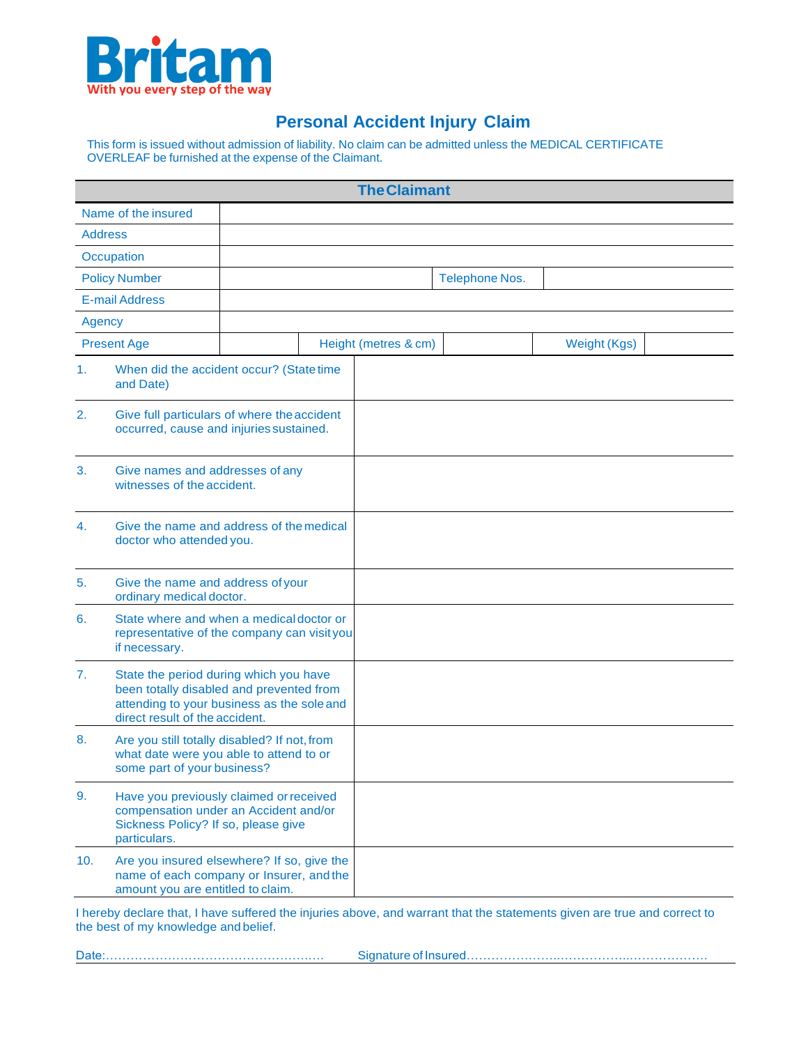**Britam**
With you every step of the way

# Personal Accident Injury Claim

This form is issued without admission of liability. No claim can be admitted unless the MEDICAL CERTIFICATE OVERLEAF be furnished at the expense of the Claimant.

## The Claimant

| | | | | | |
|---|---|---|---|---|---|
| Name of the insured | | | | | |
| Address | | | | | |
| Occupation | | | | | |
| Policy Number | | | Telephone Nos. | | |
| E-mail Address | | | | | |
| Agency | | | | | |
| Present Age | | Height (metres & cm) | | Weight (Kgs) | |

| | | |
|---|---|---|
| 1. | When did the accident occur? (State time and Date) | |
| 2. | Give full particulars of where the accident occurred, cause and injuries sustained. | |
| 3. | Give names and addresses of any witnesses of the accident. | |
| 4. | Give the name and address of the medical doctor who attended you. | |
| 5. | Give the name and address of your ordinary medical doctor. | |
| 6. | State where and when a medical doctor or representative of the company can visit you if necessary. | |
| 7. | State the period during which you have been totally disabled and prevented from attending to your business as the sole and direct result of the accident. | |
| 8. | Are you still totally disabled? If not, from what date were you able to attend to or some part of your business? | |
| 9. | Have you previously claimed or received compensation under an Accident and/or Sickness Policy? If so, please give particulars. | |
| 10. | Are you insured elsewhere? If so, give the name of each company or Insurer, and the amount you are entitled to claim. | |

I hereby declare that, I have suffered the injuries above, and warrant that the statements given are true and correct to the best of my knowledge and belief.

Date:……………………………………………… Signature of Insured……………………..……………..………………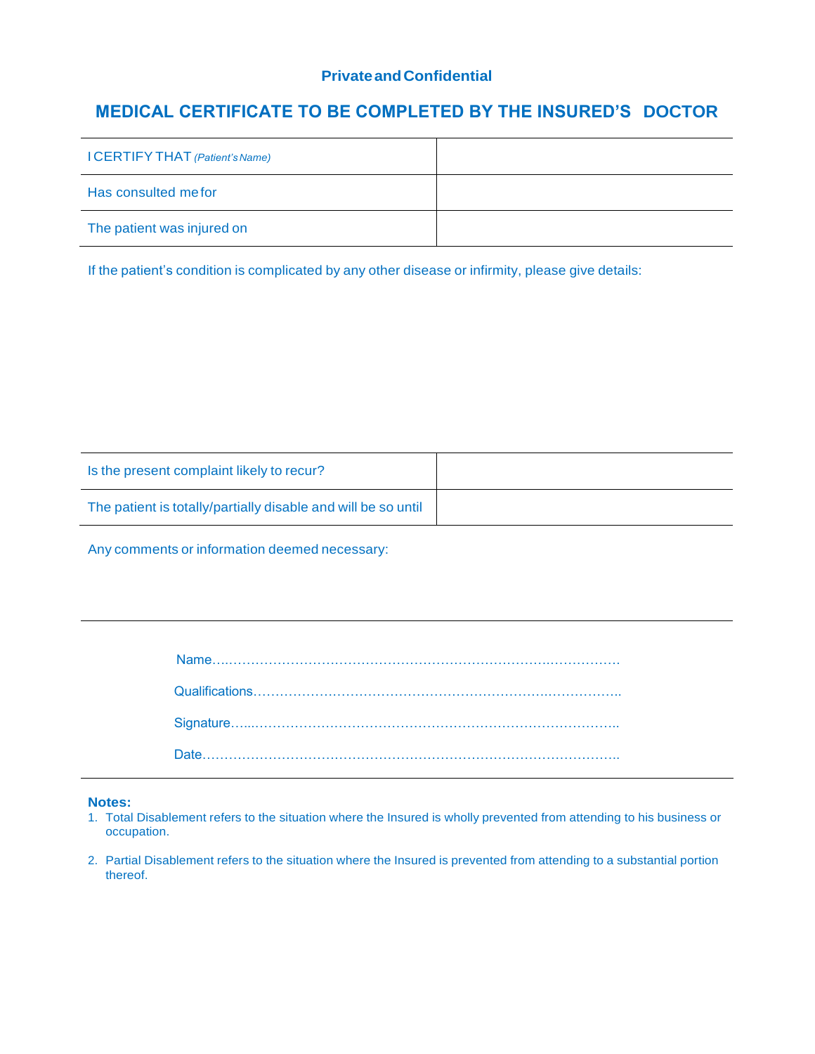**Private and Confidential**

## MEDICAL CERTIFICATE TO BE COMPLETED BY THE INSURED'S DOCTOR

| | |
|---|---|
| I CERTIFY THAT *(Patient's Name)* | |
| Has consulted me for | |
| The patient was injured on | |

If the patient's condition is complicated by any other disease or infirmity, please give details:

| | |
|---|---|
| Is the present complaint likely to recur? | |
| The patient is totally/partially disable and will be so until | |

Any comments or information deemed necessary:

Name……………………………………………………………………………………

Qualifications……………………………………………………………………………..

Signature…...……………………………………………………………………………..

Date………………………………………………………………………………………..

**Notes:**

1. Total Disablement refers to the situation where the Insured is wholly prevented from attending to his business or occupation.
2. Partial Disablement refers to the situation where the Insured is prevented from attending to a substantial portion thereof.